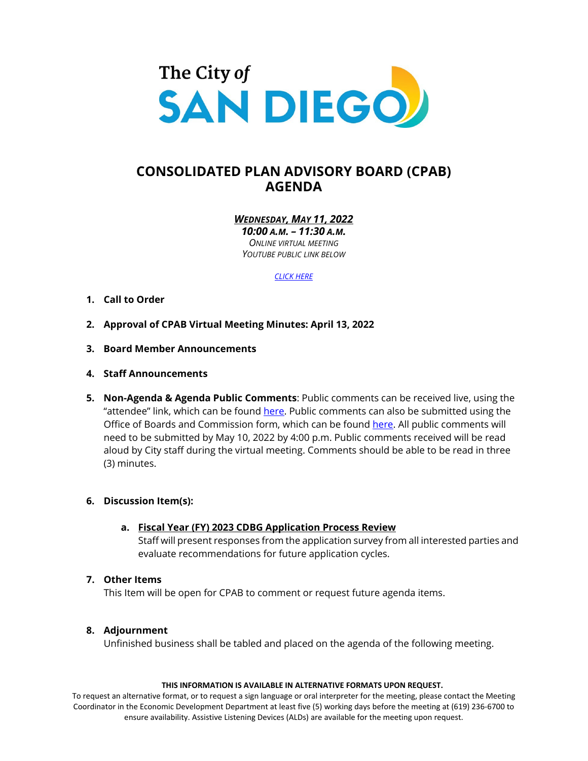The City of

SAN DIEGO

# CONSOLIDATED PLAN ADVISORY BOARD (CPAB) AGENDA

***WEDNESDAY, MAY 11, 2022***
***10:00 A.M. – 11:30 A.M.***
*ONLINE VIRTUAL MEETING*
*YOUTUBE PUBLIC LINK BELOW*

*CLICK HERE*

1. **Call to Order**

2. **Approval of CPAB Virtual Meeting Minutes: April 13, 2022**

3. **Board Member Announcements**

4. **Staff Announcements**

5. **Non-Agenda & Agenda Public Comments**: Public comments can be received live, using the "attendee" link, which can be found here. Public comments can also be submitted using the Office of Boards and Commission form, which can be found here. All public comments will need to be submitted by May 10, 2022 by 4:00 p.m. Public comments received will be read aloud by City staff during the virtual meeting. Comments should be able to be read in three (3) minutes.

6. **Discussion Item(s):**

   a. **Fiscal Year (FY) 2023 CDBG Application Process Review**
   Staff will present responses from the application survey from all interested parties and evaluate recommendations for future application cycles.

7. **Other Items**
   This Item will be open for CPAB to comment or request future agenda items.

8. **Adjournment**
   Unfinished business shall be tabled and placed on the agenda of the following meeting.

**THIS INFORMATION IS AVAILABLE IN ALTERNATIVE FORMATS UPON REQUEST.**
To request an alternative format, or to request a sign language or oral interpreter for the meeting, please contact the Meeting Coordinator in the Economic Development Department at least five (5) working days before the meeting at (619) 236-6700 to ensure availability. Assistive Listening Devices (ALDs) are available for the meeting upon request.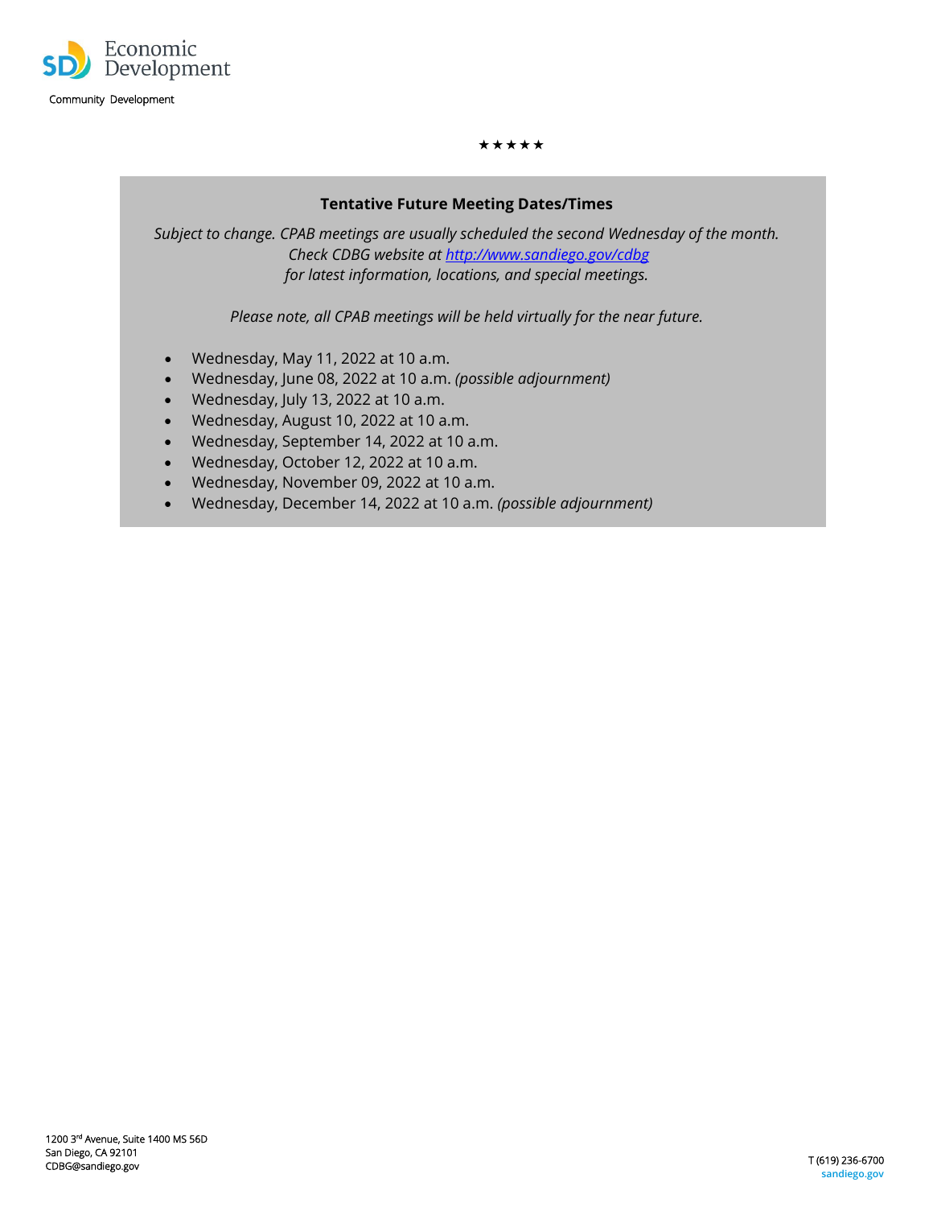★★★★★

**Tentative Future Meeting Dates/Times**

*Subject to change. CPAB meetings are usually scheduled the second Wednesday of the month. Check CDBG website at [http://www.sandiego.gov/cdbg](http://www.sandiego.gov/cdbg) for latest information, locations, and special meetings.*

*Please note, all CPAB meetings will be held virtually for the near future.*

- Wednesday, May 11, 2022 at 10 a.m.
- Wednesday, June 08, 2022 at 10 a.m. *(possible adjournment)*
- Wednesday, July 13, 2022 at 10 a.m.
- Wednesday, August 10, 2022 at 10 a.m.
- Wednesday, September 14, 2022 at 10 a.m.
- Wednesday, October 12, 2022 at 10 a.m.
- Wednesday, November 09, 2022 at 10 a.m.
- Wednesday, December 14, 2022 at 10 a.m. *(possible adjournment)*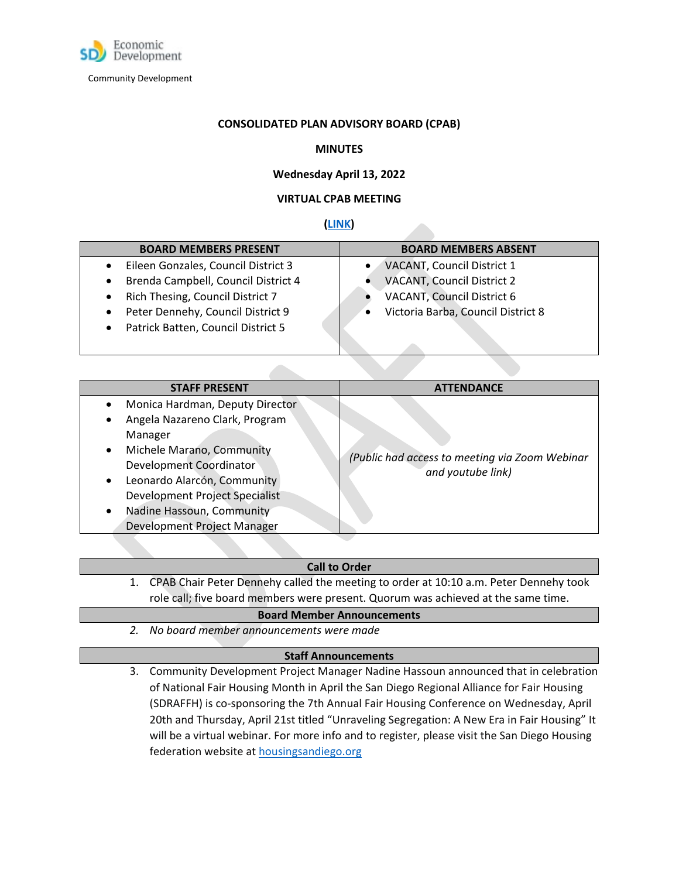Economic Development

Community Development

# CONSOLIDATED PLAN ADVISORY BOARD (CPAB)

## MINUTES

**Wednesday April 13, 2022**

**VIRTUAL CPAB MEETING**

**(LINK)**

| BOARD MEMBERS PRESENT | BOARD MEMBERS ABSENT |
|---|---|
| • Eileen Gonzales, Council District 3<br>• Brenda Campbell, Council District 4<br>• Rich Thesing, Council District 7<br>• Peter Dennehy, Council District 9<br>• Patrick Batten, Council District 5 | • VACANT, Council District 1<br>• VACANT, Council District 2<br>• VACANT, Council District 6<br>• Victoria Barba, Council District 8 |

| STAFF PRESENT | ATTENDANCE |
|---|---|
| • Monica Hardman, Deputy Director<br>• Angela Nazareno Clark, Program Manager<br>• Michele Marano, Community Development Coordinator<br>• Leonardo Alarcón, Community Development Project Specialist<br>• Nadine Hassoun, Community Development Project Manager | *(Public had access to meeting via Zoom Webinar and youtube link)* |

### Call to Order

1. CPAB Chair Peter Dennehy called the meeting to order at 10:10 a.m. Peter Dennehy took role call; five board members were present. Quorum was achieved at the same time.

### Board Member Announcements

2. *No board member announcements were made*

### Staff Announcements

3. Community Development Project Manager Nadine Hassoun announced that in celebration of National Fair Housing Month in April the San Diego Regional Alliance for Fair Housing (SDRAFFH) is co-sponsoring the 7th Annual Fair Housing Conference on Wednesday, April 20th and Thursday, April 21st titled "Unraveling Segregation: A New Era in Fair Housing" It will be a virtual webinar. For more info and to register, please visit the San Diego Housing federation website at housingsandiego.org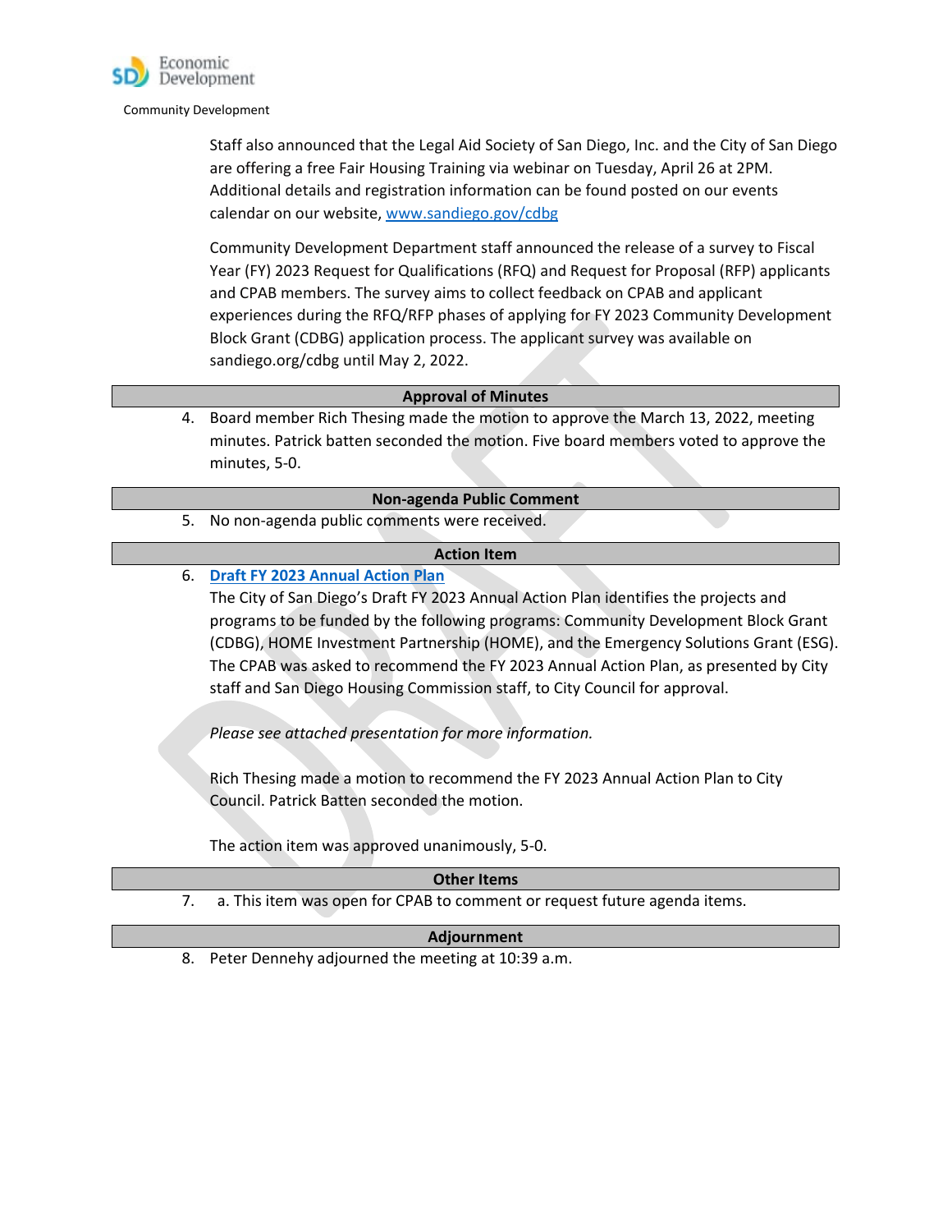Staff also announced that the Legal Aid Society of San Diego, Inc. and the City of San Diego are offering a free Fair Housing Training via webinar on Tuesday, April 26 at 2PM. Additional details and registration information can be found posted on our events calendar on our website, [www.sandiego.gov/cdbg](www.sandiego.gov/cdbg)

Community Development Department staff announced the release of a survey to Fiscal Year (FY) 2023 Request for Qualifications (RFQ) and Request for Proposal (RFP) applicants and CPAB members. The survey aims to collect feedback on CPAB and applicant experiences during the RFQ/RFP phases of applying for FY 2023 Community Development Block Grant (CDBG) application process. The applicant survey was available on sandiego.org/cdbg until May 2, 2022.

**Approval of Minutes**

4. Board member Rich Thesing made the motion to approve the March 13, 2022, meeting minutes. Patrick batten seconded the motion. Five board members voted to approve the minutes, 5-0.

**Non-agenda Public Comment**

5. No non-agenda public comments were received.

**Action Item**

6. **Draft FY 2023 Annual Action Plan**

   The City of San Diego's Draft FY 2023 Annual Action Plan identifies the projects and programs to be funded by the following programs: Community Development Block Grant (CDBG), HOME Investment Partnership (HOME), and the Emergency Solutions Grant (ESG). The CPAB was asked to recommend the FY 2023 Annual Action Plan, as presented by City staff and San Diego Housing Commission staff, to City Council for approval.

   *Please see attached presentation for more information.*

   Rich Thesing made a motion to recommend the FY 2023 Annual Action Plan to City Council. Patrick Batten seconded the motion.

   The action item was approved unanimously, 5-0.

**Other Items**

7. a. This item was open for CPAB to comment or request future agenda items.

**Adjournment**

8. Peter Dennehy adjourned the meeting at 10:39 a.m.